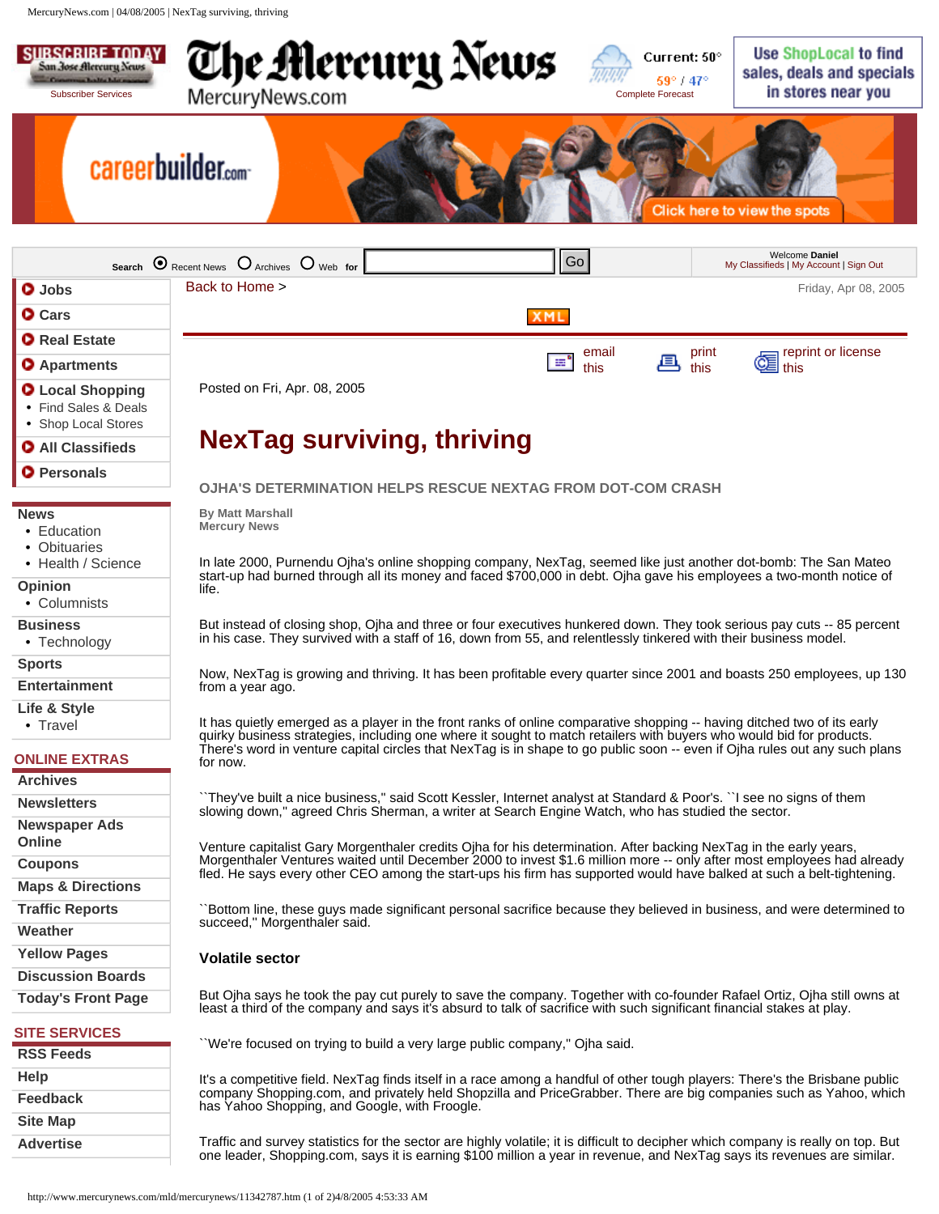Posted on Fri, Apr. 08, 2005

# NexTag surviving, thriving

## OJHA'S DETERMINATION HELPS RESCUE NEXTAG FROM DOT-COM CRASH

**By Matt Marshall**
**Mercury News**

In late 2000, Purnendu Ojha's online shopping company, NexTag, seemed like just another dot-bomb: The San Mateo start-up had burned through all its money and faced $700,000 in debt. Ojha gave his employees a two-month notice of life.

But instead of closing shop, Ojha and three or four executives hunkered down. They took serious pay cuts -- 85 percent in his case. They survived with a staff of 16, down from 55, and relentlessly tinkered with their business model.

Now, NexTag is growing and thriving. It has been profitable every quarter since 2001 and boasts 250 employees, up 130 from a year ago.

It has quietly emerged as a player in the front ranks of online comparative shopping -- having ditched two of its early quirky business strategies, including one where it sought to match retailers with buyers who would bid for products. There's word in venture capital circles that NexTag is in shape to go public soon -- even if Ojha rules out any such plans for now.

``They've built a nice business,'' said Scott Kessler, Internet analyst at Standard & Poor's. ``I see no signs of them slowing down,'' agreed Chris Sherman, a writer at Search Engine Watch, who has studied the sector.

Venture capitalist Gary Morgenthaler credits Ojha for his determination. After backing NexTag in the early years, Morgenthaler Ventures waited until December 2000 to invest $1.6 million more -- only after most employees had already fled. He says every other CEO among the start-ups his firm has supported would have balked at such a belt-tightening.

``Bottom line, these guys made significant personal sacrifice because they believed in business, and were determined to succeed,'' Morgenthaler said.

### Volatile sector

But Ojha says he took the pay cut purely to save the company. Together with co-founder Rafael Ortiz, Ojha still owns at least a third of the company and says it's absurd to talk of sacrifice with such significant financial stakes at play.

``We're focused on trying to build a very large public company,'' Ojha said.

It's a competitive field. NexTag finds itself in a race among a handful of other tough players: There's the Brisbane public company Shopping.com, and privately held Shopzilla and PriceGrabber. There are big companies such as Yahoo, which has Yahoo Shopping, and Google, with Froogle.

Traffic and survey statistics for the sector are highly volatile; it is difficult to decipher which company is really on top. But one leader, Shopping.com, says it is earning $100 million a year in revenue, and NexTag says its revenues are similar.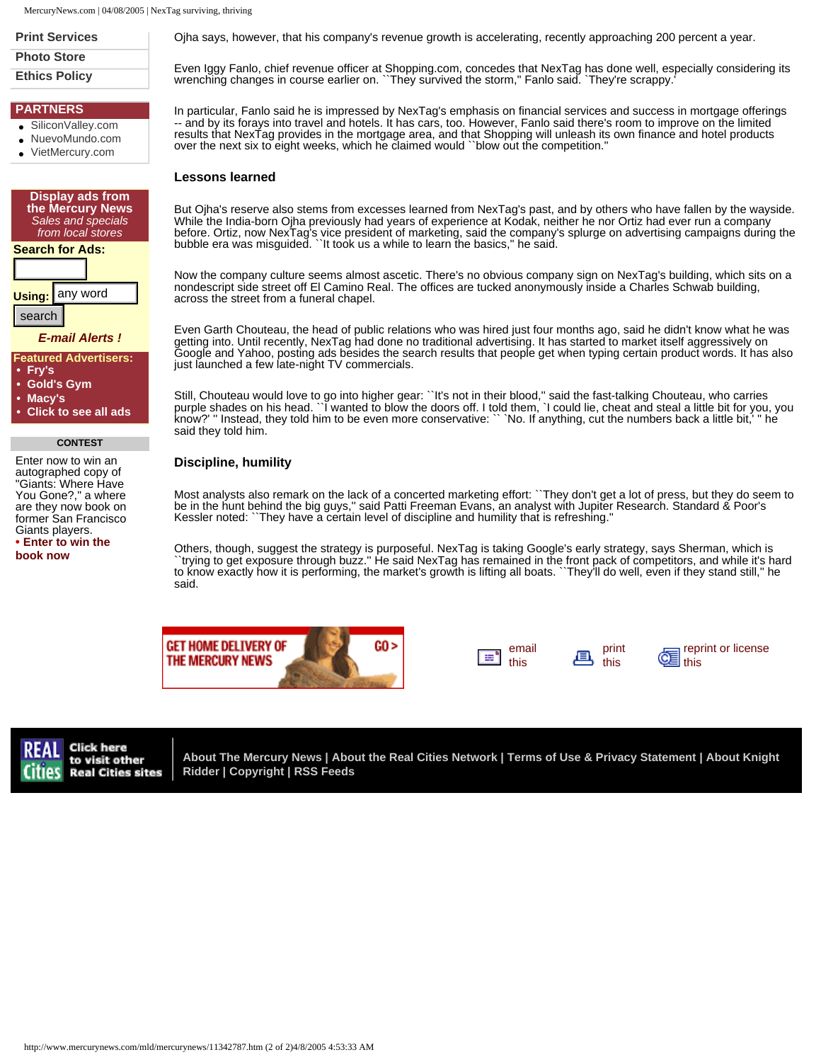Print Services
Photo Store
Ethics Policy

**PARTNERS**

- SiliconValley.com
- NuevoMundo.com
- VietMercury.com

**Display ads from the Mercury News**
*Sales and specials from local stores*

**Search for Ads:**

**Using:** any word

search

***E-mail Alerts !***

**Featured Advertisers:**

- **Fry's**
- **Gold's Gym**
- **Macy's**
- **Click to see all ads**

**CONTEST**

Enter now to win an autographed copy of "Giants: Where Have You Gone?," a where are they now book on former San Francisco Giants players.
**• Enter to win the book now**

Ojha says, however, that his company's revenue growth is accelerating, recently approaching 200 percent a year.

Even Iggy Fanlo, chief revenue officer at Shopping.com, concedes that NexTag has done well, especially considering its wrenching changes in course earlier on. ``They survived the storm,'' Fanlo said. `They're scrappy.'

In particular, Fanlo said he is impressed by NexTag's emphasis on financial services and success in mortgage offerings -- and by its forays into travel and hotels. It has cars, too. However, Fanlo said there's room to improve on the limited results that NexTag provides in the mortgage area, and that Shopping will unleash its own finance and hotel products over the next six to eight weeks, which he claimed would ``blow out the competition.''

### Lessons learned

But Ojha's reserve also stems from excesses learned from NexTag's past, and by others who have fallen by the wayside. While the India-born Ojha previously had years of experience at Kodak, neither he nor Ortiz had ever run a company before. Ortiz, now NexTag's vice president of marketing, said the company's splurge on advertising campaigns during the bubble era was misguided. ``It took us a while to learn the basics,'' he said.

Now the company culture seems almost ascetic. There's no obvious company sign on NexTag's building, which sits on a nondescript side street off El Camino Real. The offices are tucked anonymously inside a Charles Schwab building, across the street from a funeral chapel.

Even Garth Chouteau, the head of public relations who was hired just four months ago, said he didn't know what he was getting into. Until recently, NexTag had done no traditional advertising. It has started to market itself aggressively on Google and Yahoo, posting ads besides the search results that people get when typing certain product words. It has also just launched a few late-night TV commercials.

Still, Chouteau would love to go into higher gear: ``It's not in their blood,'' said the fast-talking Chouteau, who carries purple shades on his head. ``I wanted to blow the doors off. I told them, `I could lie, cheat and steal a little bit for you, you know?' '' Instead, they told him to be even more conservative: `` `No. If anything, cut the numbers back a little bit,' '' he said they told him.

### Discipline, humility

Most analysts also remark on the lack of a concerted marketing effort: ``They don't get a lot of press, but they do seem to be in the hunt behind the big guys,'' said Patti Freeman Evans, an analyst with Jupiter Research. Standard & Poor's Kessler noted: ``They have a certain level of discipline and humility that is refreshing.''

Others, though, suggest the strategy is purposeful. NexTag is taking Google's early strategy, says Sherman, which is ``trying to get exposure through buzz.'' He said NexTag has remained in the front pack of competitors, and while it's hard to know exactly how it is performing, the market's growth is lifting all boats. ``They'll do well, even if they stand still,'' he said.

GET HOME DELIVERY OF THE MERCURY NEWS GO >

email this | print this | reprint or license this

Click here to visit other Real Cities sites

About The Mercury News | About the Real Cities Network | Terms of Use & Privacy Statement | About Knight Ridder | Copyright | RSS Feeds